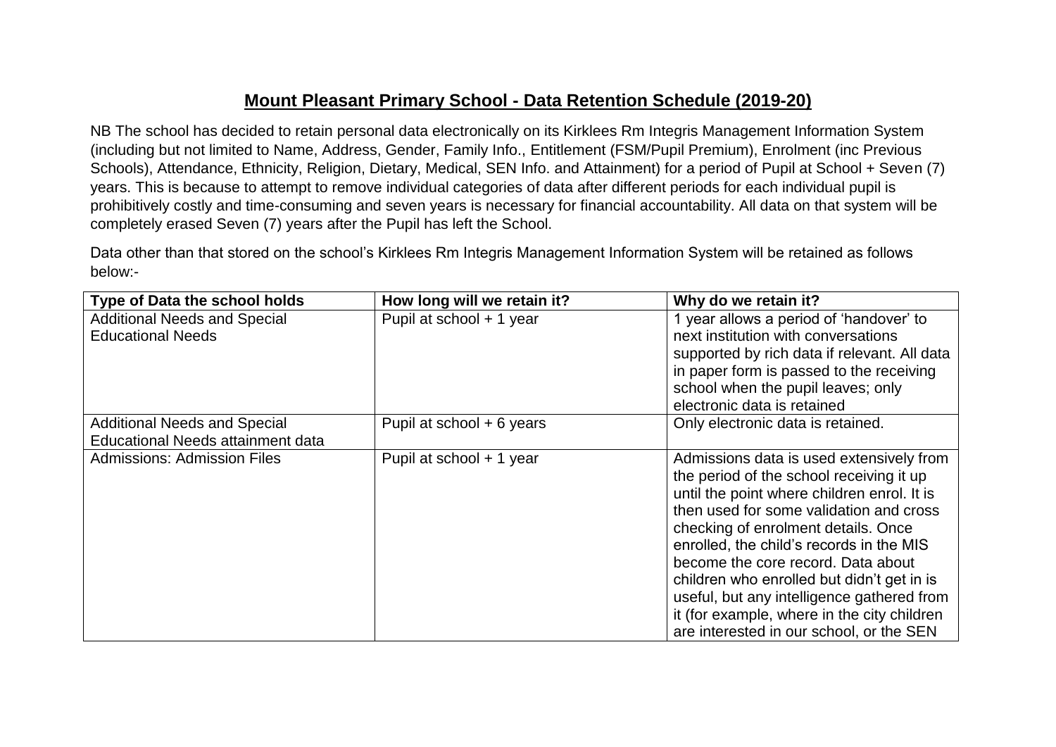# Mount Pleasant Primary School - Data Retention Schedule (2019-20)

NB The school has decided to retain personal data electronically on its Kirklees Rm Integris Management Information System (including but not limited to Name, Address, Gender, Family Info., Entitlement (FSM/Pupil Premium), Enrolment (inc Previous Schools), Attendance, Ethnicity, Religion, Dietary, Medical, SEN Info. and Attainment) for a period of Pupil at School + Seven (7) years. This is because to attempt to remove individual categories of data after different periods for each individual pupil is prohibitively costly and time-consuming and seven years is necessary for financial accountability. All data on that system will be completely erased Seven (7) years after the Pupil has left the School.

Data other than that stored on the school's Kirklees Rm Integris Management Information System will be retained as follows below:-

| Type of Data the school holds | How long will we retain it? | Why do we retain it? |
|---|---|---|
| Additional Needs and Special Educational Needs | Pupil at school + 1 year | 1 year allows a period of 'handover' to next institution with conversations supported by rich data if relevant. All data in paper form is passed to the receiving school when the pupil leaves; only electronic data is retained |
| Additional Needs and Special Educational Needs attainment data | Pupil at school + 6 years | Only electronic data is retained. |
| Admissions: Admission Files | Pupil at school + 1 year | Admissions data is used extensively from the period of the school receiving it up until the point where children enrol. It is then used for some validation and cross checking of enrolment details. Once enrolled, the child's records in the MIS become the core record. Data about children who enrolled but didn't get in is useful, but any intelligence gathered from it (for example, where in the city children are interested in our school, or the SEN |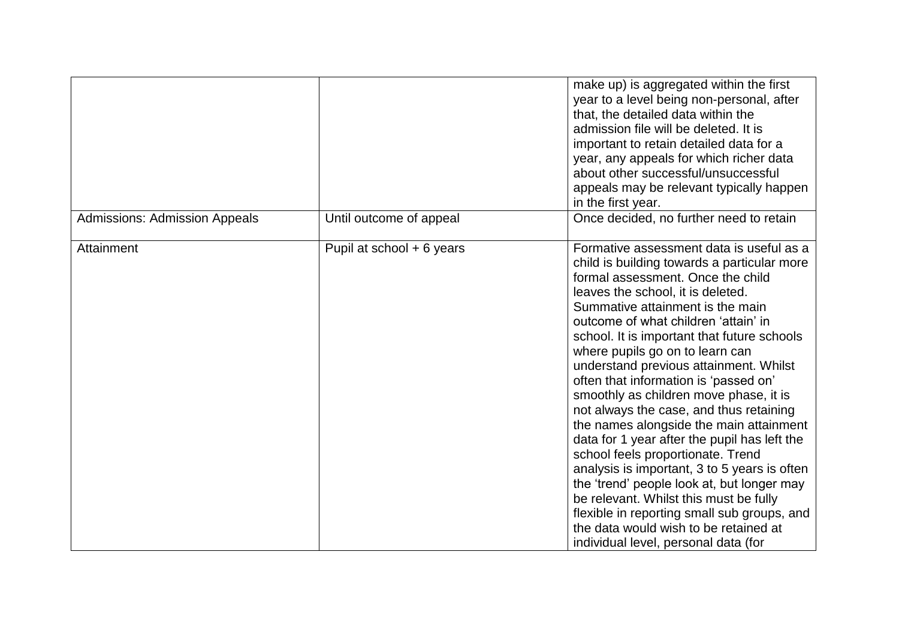| | | |
|---|---|---|
| | | make up) is aggregated within the first year to a level being non-personal, after that, the detailed data within the admission file will be deleted. It is important to retain detailed data for a year, any appeals for which richer data about other successful/unsuccessful appeals may be relevant typically happen in the first year. |
| Admissions: Admission Appeals | Until outcome of appeal | Once decided, no further need to retain |
| Attainment | Pupil at school + 6 years | Formative assessment data is useful as a child is building towards a particular more formal assessment. Once the child leaves the school, it is deleted. Summative attainment is the main outcome of what children 'attain' in school. It is important that future schools where pupils go on to learn can understand previous attainment. Whilst often that information is 'passed on' smoothly as children move phase, it is not always the case, and thus retaining the names alongside the main attainment data for 1 year after the pupil has left the school feels proportionate. Trend analysis is important, 3 to 5 years is often the 'trend' people look at, but longer may be relevant. Whilst this must be fully flexible in reporting small sub groups, and the data would wish to be retained at individual level, personal data (for |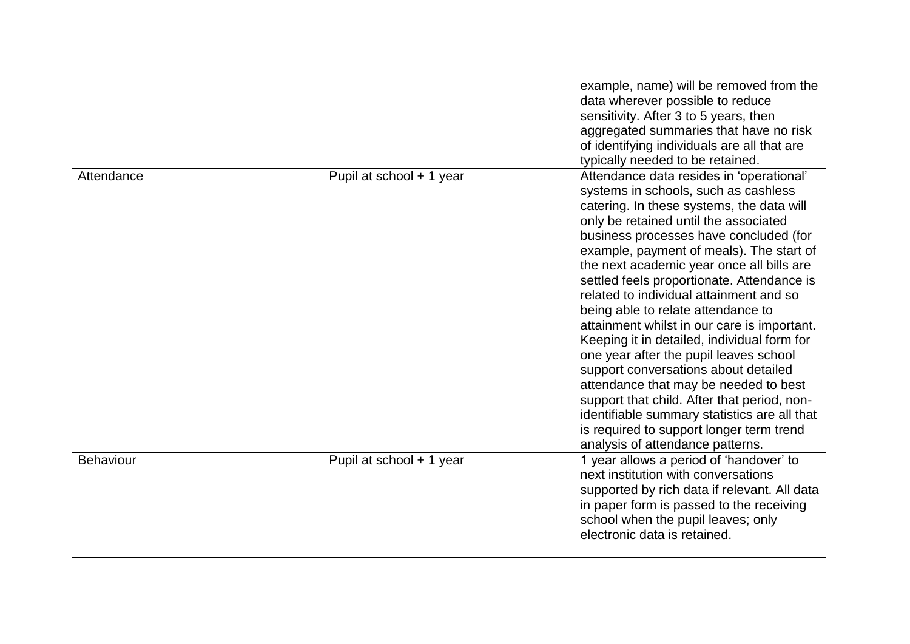| | | |
|---|---|---|
| | | example, name) will be removed from the data wherever possible to reduce sensitivity. After 3 to 5 years, then aggregated summaries that have no risk of identifying individuals are all that are typically needed to be retained. |
| Attendance | Pupil at school + 1 year | Attendance data resides in 'operational' systems in schools, such as cashless catering. In these systems, the data will only be retained until the associated business processes have concluded (for example, payment of meals). The start of the next academic year once all bills are settled feels proportionate. Attendance is related to individual attainment and so being able to relate attendance to attainment whilst in our care is important. Keeping it in detailed, individual form for one year after the pupil leaves school support conversations about detailed attendance that may be needed to best support that child. After that period, non-identifiable summary statistics are all that is required to support longer term trend analysis of attendance patterns. |
| Behaviour | Pupil at school + 1 year | 1 year allows a period of 'handover' to next institution with conversations supported by rich data if relevant. All data in paper form is passed to the receiving school when the pupil leaves; only electronic data is retained. |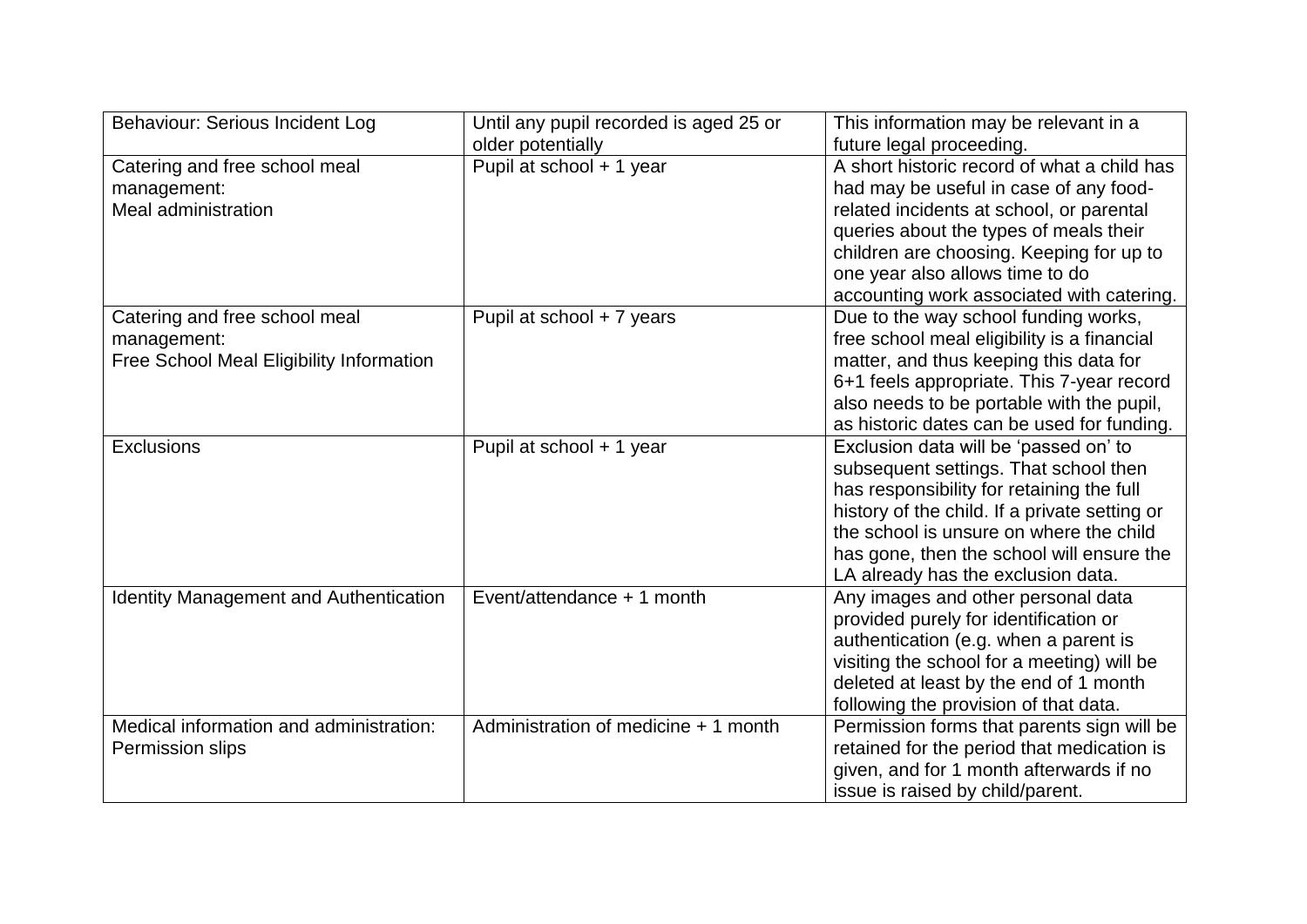| Behaviour: Serious Incident Log | Until any pupil recorded is aged 25 or older potentially | This information may be relevant in a future legal proceeding. |
|---|---|---|
| Catering and free school meal management: Meal administration | Pupil at school + 1 year | A short historic record of what a child has had may be useful in case of any food-related incidents at school, or parental queries about the types of meals their children are choosing. Keeping for up to one year also allows time to do accounting work associated with catering. |
| Catering and free school meal management: Free School Meal Eligibility Information | Pupil at school + 7 years | Due to the way school funding works, free school meal eligibility is a financial matter, and thus keeping this data for 6+1 feels appropriate. This 7-year record also needs to be portable with the pupil, as historic dates can be used for funding. |
| Exclusions | Pupil at school + 1 year | Exclusion data will be 'passed on' to subsequent settings. That school then has responsibility for retaining the full history of the child. If a private setting or the school is unsure on where the child has gone, then the school will ensure the LA already has the exclusion data. |
| Identity Management and Authentication | Event/attendance + 1 month | Any images and other personal data provided purely for identification or authentication (e.g. when a parent is visiting the school for a meeting) will be deleted at least by the end of 1 month following the provision of that data. |
| Medical information and administration: Permission slips | Administration of medicine + 1 month | Permission forms that parents sign will be retained for the period that medication is given, and for 1 month afterwards if no issue is raised by child/parent. |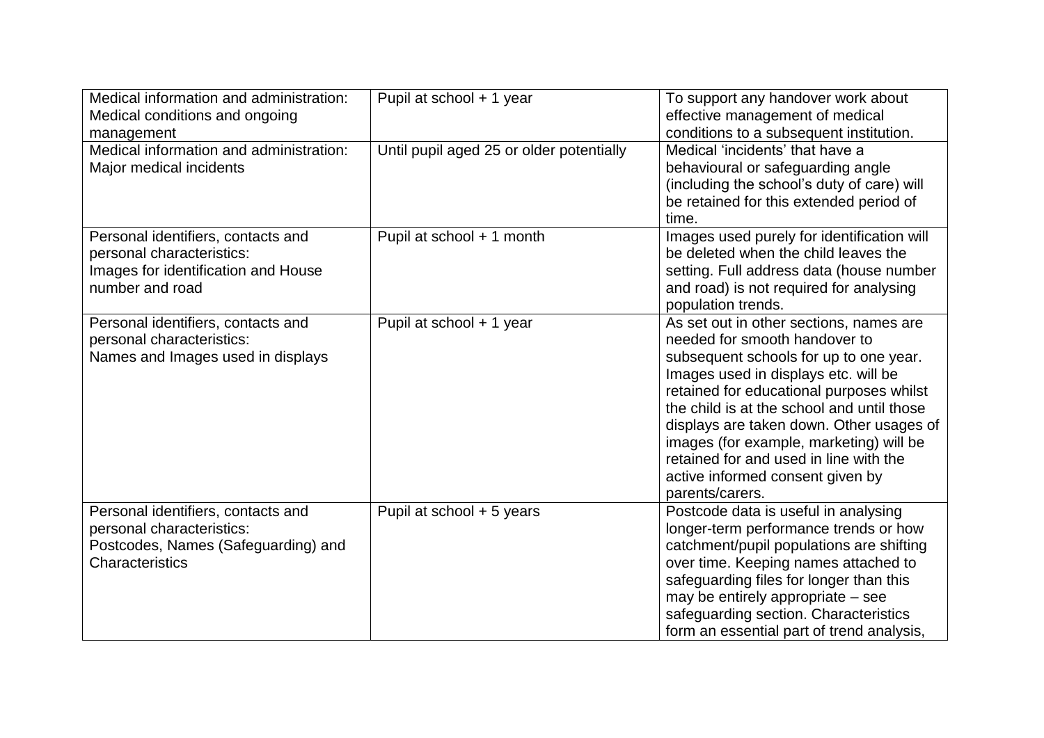| | | |
|---|---|---|
| Medical information and administration: Medical conditions and ongoing management | Pupil at school + 1 year | To support any handover work about effective management of medical conditions to a subsequent institution. |
| Medical information and administration: Major medical incidents | Until pupil aged 25 or older potentially | Medical 'incidents' that have a behavioural or safeguarding angle (including the school's duty of care) will be retained for this extended period of time. |
| Personal identifiers, contacts and personal characteristics: Images for identification and House number and road | Pupil at school + 1 month | Images used purely for identification will be deleted when the child leaves the setting. Full address data (house number and road) is not required for analysing population trends. |
| Personal identifiers, contacts and personal characteristics: Names and Images used in displays | Pupil at school + 1 year | As set out in other sections, names are needed for smooth handover to subsequent schools for up to one year. Images used in displays etc. will be retained for educational purposes whilst the child is at the school and until those displays are taken down. Other usages of images (for example, marketing) will be retained for and used in line with the active informed consent given by parents/carers. |
| Personal identifiers, contacts and personal characteristics: Postcodes, Names (Safeguarding) and Characteristics | Pupil at school + 5 years | Postcode data is useful in analysing longer-term performance trends or how catchment/pupil populations are shifting over time. Keeping names attached to safeguarding files for longer than this may be entirely appropriate – see safeguarding section. Characteristics form an essential part of trend analysis, |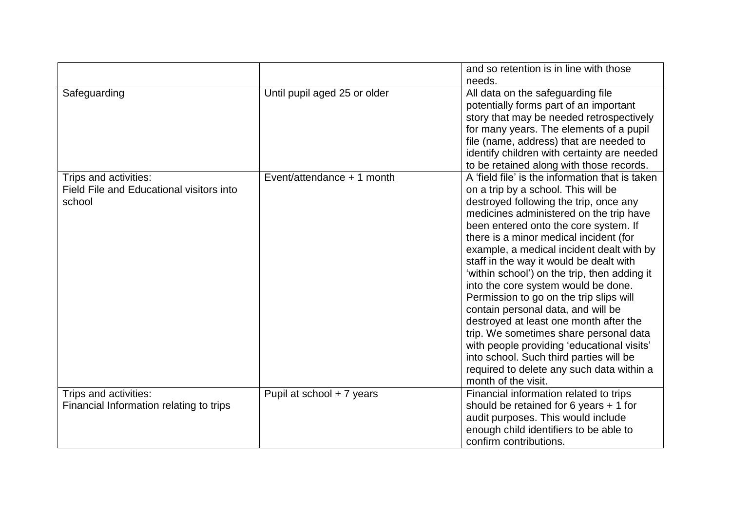| | | |
|---|---|---|
| | | and so retention is in line with those needs. |
| Safeguarding | Until pupil aged 25 or older | All data on the safeguarding file potentially forms part of an important story that may be needed retrospectively for many years. The elements of a pupil file (name, address) that are needed to identify children with certainty are needed to be retained along with those records. |
| Trips and activities:<br>Field File and Educational visitors into school | Event/attendance + 1 month | A 'field file' is the information that is taken on a trip by a school. This will be destroyed following the trip, once any medicines administered on the trip have been entered onto the core system. If there is a minor medical incident (for example, a medical incident dealt with by staff in the way it would be dealt with 'within school') on the trip, then adding it into the core system would be done. Permission to go on the trip slips will contain personal data, and will be destroyed at least one month after the trip. We sometimes share personal data with people providing 'educational visits' into school. Such third parties will be required to delete any such data within a month of the visit. |
| Trips and activities:<br>Financial Information relating to trips | Pupil at school + 7 years | Financial information related to trips should be retained for 6 years + 1 for audit purposes. This would include enough child identifiers to be able to confirm contributions. |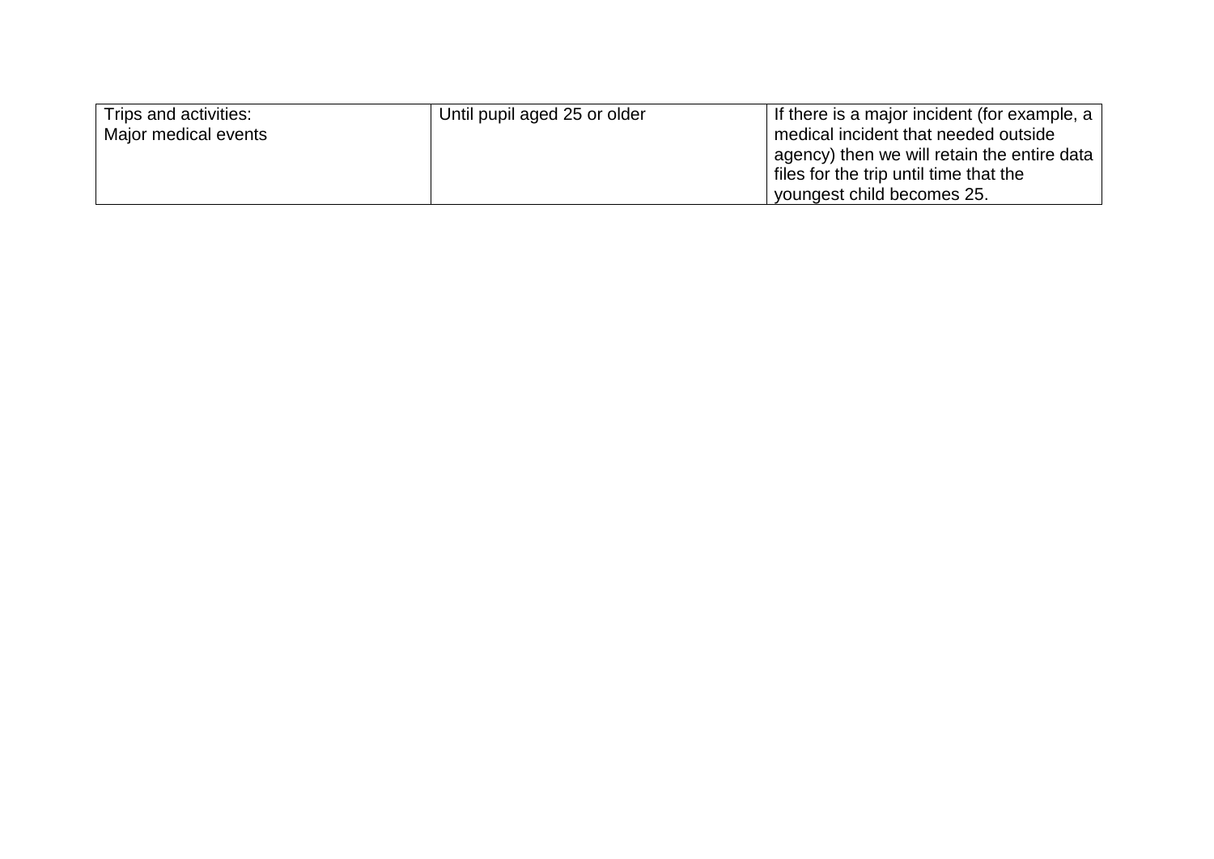| | | |
|---|---|---|
| Trips and activities:<br>Major medical events | Until pupil aged 25 or older | If there is a major incident (for example, a medical incident that needed outside agency) then we will retain the entire data files for the trip until time that the youngest child becomes 25. |